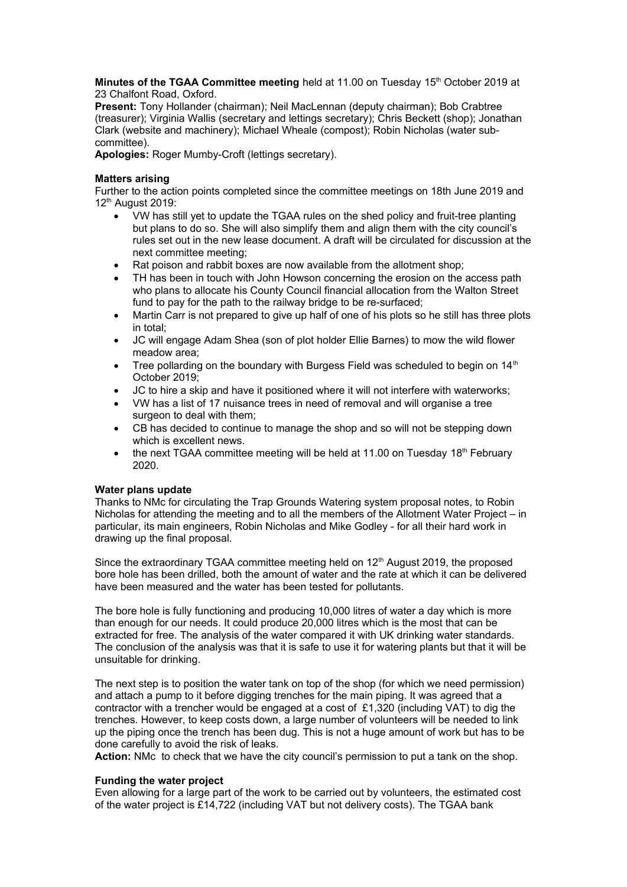**Minutes of the TGAA Committee meeting** held at 11.00 on Tuesday 15th October 2019 at 23 Chalfont Road, Oxford.

**Present:** Tony Hollander (chairman); Neil MacLennan (deputy chairman); Bob Crabtree (treasurer); Virginia Wallis (secretary and lettings secretary); Chris Beckett (shop); Jonathan Clark (website and machinery); Michael Wheale (compost); Robin Nicholas (water sub-committee).

**Apologies:** Roger Mumby-Croft (lettings secretary).

**Matters arising**

Further to the action points completed since the committee meetings on 18th June 2019 and 12th August 2019:

- VW has still yet to update the TGAA rules on the shed policy and fruit-tree planting but plans to do so. She will also simplify them and align them with the city council's rules set out in the new lease document. A draft will be circulated for discussion at the next committee meeting;
- Rat poison and rabbit boxes are now available from the allotment shop;
- TH has been in touch with John Howson concerning the erosion on the access path who plans to allocate his County Council financial allocation from the Walton Street fund to pay for the path to the railway bridge to be re-surfaced;
- Martin Carr is not prepared to give up half of one of his plots so he still has three plots in total;
- JC will engage Adam Shea (son of plot holder Ellie Barnes) to mow the wild flower meadow area;
- Tree pollarding on the boundary with Burgess Field was scheduled to begin on 14th October 2019;
- JC to hire a skip and have it positioned where it will not interfere with waterworks;
- VW has a list of 17 nuisance trees in need of removal and will organise a tree surgeon to deal with them;
- CB has decided to continue to manage the shop and so will not be stepping down which is excellent news.
- the next TGAA committee meeting will be held at 11.00 on Tuesday 18th February 2020.

**Water plans update**

Thanks to NMc for circulating the Trap Grounds Watering system proposal notes, to Robin Nicholas for attending the meeting and to all the members of the Allotment Water Project – in particular, its main engineers, Robin Nicholas and Mike Godley - for all their hard work in drawing up the final proposal.

Since the extraordinary TGAA committee meeting held on 12th August 2019, the proposed bore hole has been drilled, both the amount of water and the rate at which it can be delivered have been measured and the water has been tested for pollutants.

The bore hole is fully functioning and producing 10,000 litres of water a day which is more than enough for our needs. It could produce 20,000 litres which is the most that can be extracted for free. The analysis of the water compared it with UK drinking water standards. The conclusion of the analysis was that it is safe to use it for watering plants but that it will be unsuitable for drinking.

The next step is to position the water tank on top of the shop (for which we need permission) and attach a pump to it before digging trenches for the main piping. It was agreed that a contractor with a trencher would be engaged at a cost of £1,320 (including VAT) to dig the trenches. However, to keep costs down, a large number of volunteers will be needed to link up the piping once the trench has been dug. This is not a huge amount of work but has to be done carefully to avoid the risk of leaks.

**Action:** NMc to check that we have the city council's permission to put a tank on the shop.

**Funding the water project**

Even allowing for a large part of the work to be carried out by volunteers, the estimated cost of the water project is £14,722 (including VAT but not delivery costs). The TGAA bank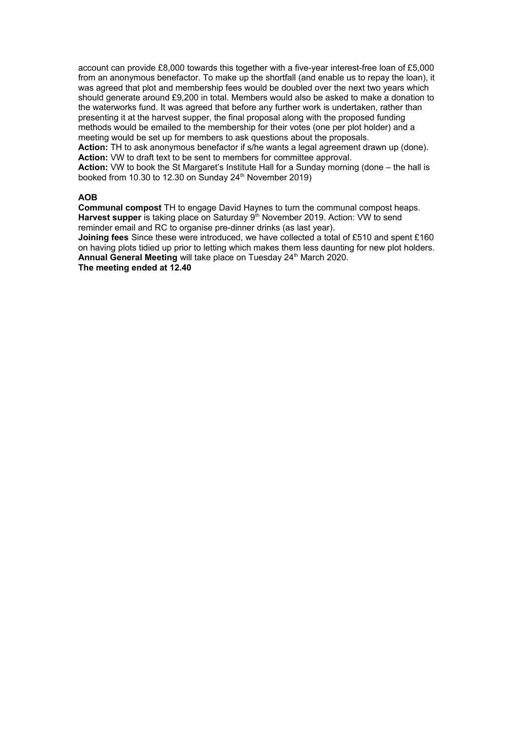account can provide £8,000 towards this together with a five-year interest-free loan of £5,000 from an anonymous benefactor. To make up the shortfall (and enable us to repay the loan), it was agreed that plot and membership fees would be doubled over the next two years which should generate around £9,200 in total. Members would also be asked to make a donation to the waterworks fund. It was agreed that before any further work is undertaken, rather than presenting it at the harvest supper, the final proposal along with the proposed funding methods would be emailed to the membership for their votes (one per plot holder) and a meeting would be set up for members to ask questions about the proposals.

**Action:** TH to ask anonymous benefactor if s/he wants a legal agreement drawn up (done).
**Action:** VW to draft text to be sent to members for committee approval.
**Action:** VW to book the St Margaret's Institute Hall for a Sunday morning (done – the hall is booked from 10.30 to 12.30 on Sunday 24th November 2019)

**AOB**

**Communal compost** TH to engage David Haynes to turn the communal compost heaps.
**Harvest supper** is taking place on Saturday 9th November 2019. Action: VW to send reminder email and RC to organise pre-dinner drinks (as last year).
**Joining fees** Since these were introduced, we have collected a total of £510 and spent £160 on having plots tidied up prior to letting which makes them less daunting for new plot holders.
**Annual General Meeting** will take place on Tuesday 24th March 2020.
**The meeting ended at 12.40**